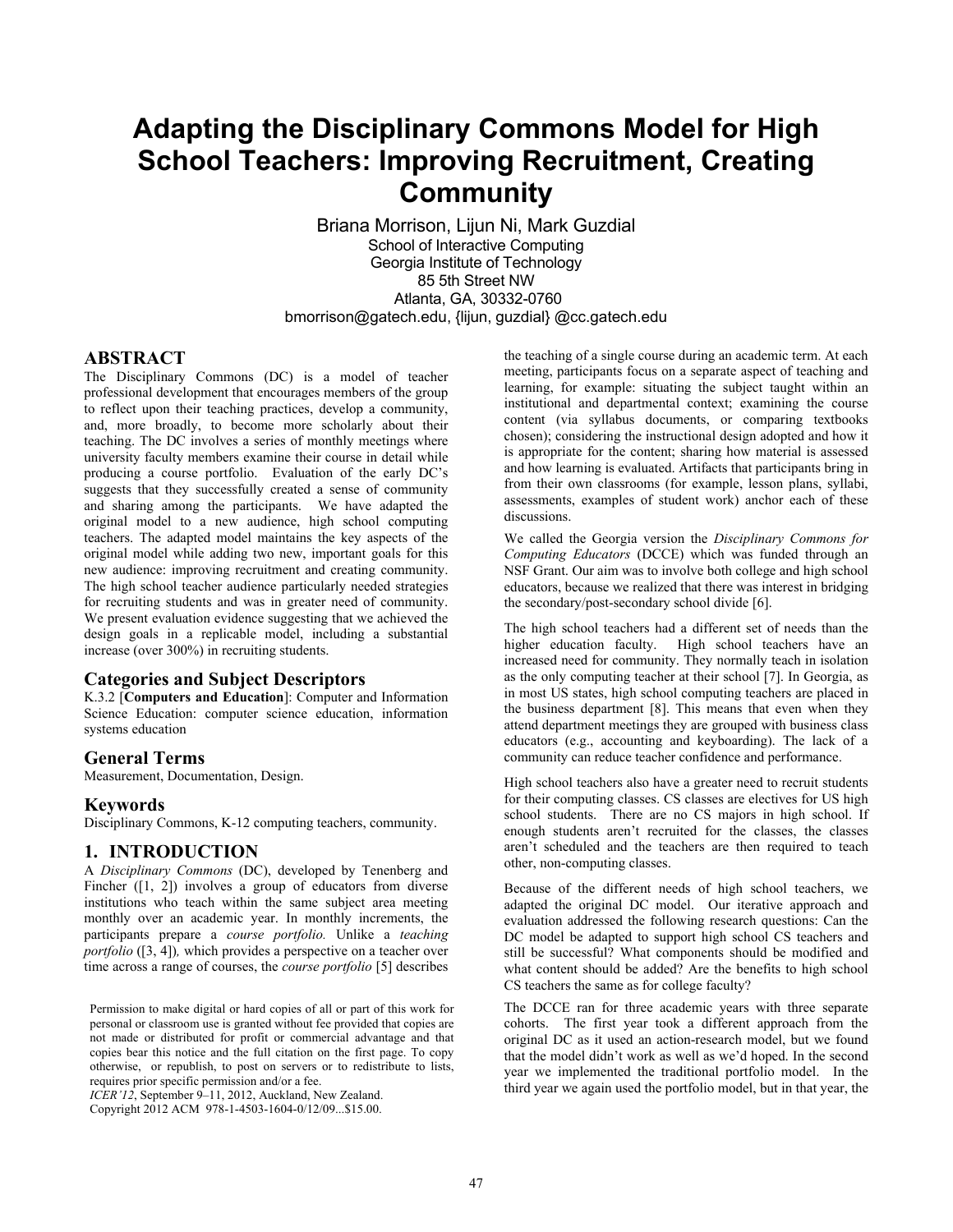# Adapting the Disciplinary Commons Model for High School Teachers: Improving Recruitment, Creating Community

Briana Morrison, Lijun Ni, Mark Guzdial
School of Interactive Computing
Georgia Institute of Technology
85 5th Street NW
Atlanta, GA, 30332-0760
bmorrison@gatech.edu, {lijun, guzdial} @cc.gatech.edu

## ABSTRACT

The Disciplinary Commons (DC) is a model of teacher professional development that encourages members of the group to reflect upon their teaching practices, develop a community, and, more broadly, to become more scholarly about their teaching. The DC involves a series of monthly meetings where university faculty members examine their course in detail while producing a course portfolio. Evaluation of the early DC's suggests that they successfully created a sense of community and sharing among the participants. We have adapted the original model to a new audience, high school computing teachers. The adapted model maintains the key aspects of the original model while adding two new, important goals for this new audience: improving recruitment and creating community. The high school teacher audience particularly needed strategies for recruiting students and was in greater need of community. We present evaluation evidence suggesting that we achieved the design goals in a replicable model, including a substantial increase (over 300%) in recruiting students.

### Categories and Subject Descriptors

K.3.2 [**Computers and Education**]: Computer and Information Science Education: computer science education, information systems education

### General Terms

Measurement, Documentation, Design.

### Keywords

Disciplinary Commons, K-12 computing teachers, community.

## 1. INTRODUCTION

A *Disciplinary Commons* (DC), developed by Tenenberg and Fincher ([1, 2]) involves a group of educators from diverse institutions who teach within the same subject area meeting monthly over an academic year. In monthly increments, the participants prepare a *course portfolio.* Unlike a *teaching portfolio* ([3, 4]), which provides a perspective on a teacher over time across a range of courses, the *course portfolio* [5] describes the teaching of a single course during an academic term. At each meeting, participants focus on a separate aspect of teaching and learning, for example: situating the subject taught within an institutional and departmental context; examining the course content (via syllabus documents, or comparing textbooks chosen); considering the instructional design adopted and how it is appropriate for the content; sharing how material is assessed and how learning is evaluated. Artifacts that participants bring in from their own classrooms (for example, lesson plans, syllabi, assessments, examples of student work) anchor each of these discussions.

We called the Georgia version the *Disciplinary Commons for Computing Educators* (DCCE) which was funded through an NSF Grant. Our aim was to involve both college and high school educators, because we realized that there was interest in bridging the secondary/post-secondary school divide [6].

The high school teachers had a different set of needs than the higher education faculty. High school teachers have an increased need for community. They normally teach in isolation as the only computing teacher at their school [7]. In Georgia, as in most US states, high school computing teachers are placed in the business department [8]. This means that even when they attend department meetings they are grouped with business class educators (e.g., accounting and keyboarding). The lack of a community can reduce teacher confidence and performance.

High school teachers also have a greater need to recruit students for their computing classes. CS classes are electives for US high school students. There are no CS majors in high school. If enough students aren't recruited for the classes, the classes aren't scheduled and the teachers are then required to teach other, non-computing classes.

Because of the different needs of high school teachers, we adapted the original DC model. Our iterative approach and evaluation addressed the following research questions: Can the DC model be adapted to support high school CS teachers and still be successful? What components should be modified and what content should be added? Are the benefits to high school CS teachers the same as for college faculty?

The DCCE ran for three academic years with three separate cohorts. The first year took a different approach from the original DC as it used an action-research model, but we found that the model didn't work as well as we'd hoped. In the second year we implemented the traditional portfolio model. In the third year we again used the portfolio model, but in that year, the

Permission to make digital or hard copies of all or part of this work for personal or classroom use is granted without fee provided that copies are not made or distributed for profit or commercial advantage and that copies bear this notice and the full citation on the first page. To copy otherwise, or republish, to post on servers or to redistribute to lists, requires prior specific permission and/or a fee.
*ICER'12*, September 9–11, 2012, Auckland, New Zealand.
Copyright 2012 ACM 978-1-4503-1604-0/12/09...$15.00.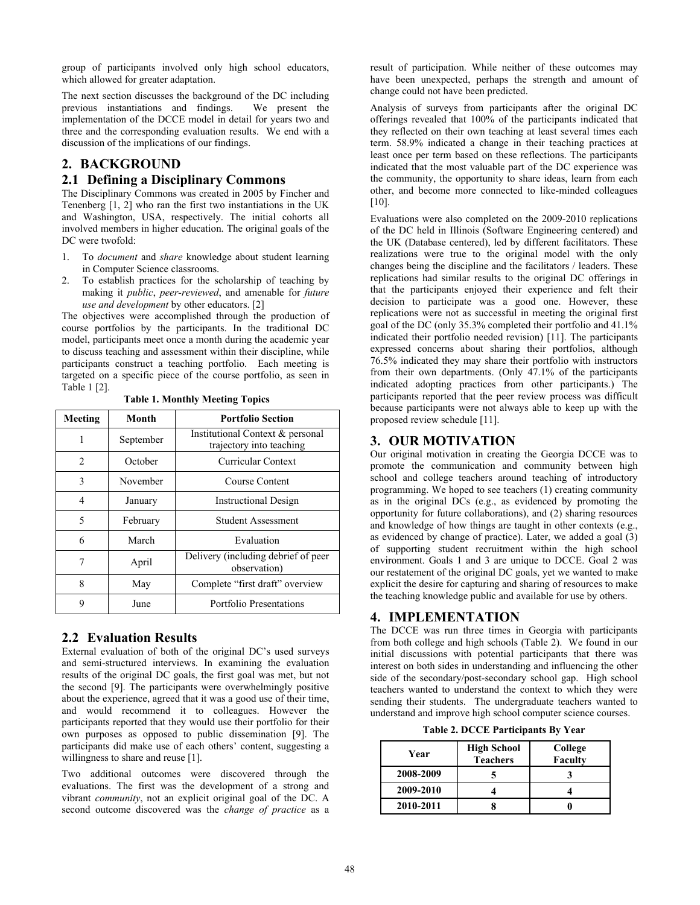group of participants involved only high school educators, which allowed for greater adaptation.

The next section discusses the background of the DC including previous instantiations and findings. We present the implementation of the DCCE model in detail for years two and three and the corresponding evaluation results. We end with a discussion of the implications of our findings.

## 2. BACKGROUND

### 2.1 Defining a Disciplinary Commons

The Disciplinary Commons was created in 2005 by Fincher and Tenenberg [1, 2] who ran the first two instantiations in the UK and Washington, USA, respectively. The initial cohorts all involved members in higher education. The original goals of the DC were twofold:

1. To *document* and *share* knowledge about student learning in Computer Science classrooms.
2. To establish practices for the scholarship of teaching by making it *public*, *peer-reviewed*, and amenable for *future use and development* by other educators. [2]

The objectives were accomplished through the production of course portfolios by the participants. In the traditional DC model, participants meet once a month during the academic year to discuss teaching and assessment within their discipline, while participants construct a teaching portfolio. Each meeting is targeted on a specific piece of the course portfolio, as seen in Table 1 [2].

**Table 1. Monthly Meeting Topics**

| Meeting | Month | Portfolio Section |
|---|---|---|
| 1 | September | Institutional Context & personal trajectory into teaching |
| 2 | October | Curricular Context |
| 3 | November | Course Content |
| 4 | January | Instructional Design |
| 5 | February | Student Assessment |
| 6 | March | Evaluation |
| 7 | April | Delivery (including debrief of peer observation) |
| 8 | May | Complete "first draft" overview |
| 9 | June | Portfolio Presentations |

### 2.2 Evaluation Results

External evaluation of both of the original DC's used surveys and semi-structured interviews. In examining the evaluation results of the original DC goals, the first goal was met, but not the second [9]. The participants were overwhelmingly positive about the experience, agreed that it was a good use of their time, and would recommend it to colleagues. However the participants reported that they would use their portfolio for their own purposes as opposed to public dissemination [9]. The participants did make use of each others' content, suggesting a willingness to share and reuse [1].

Two additional outcomes were discovered through the evaluations. The first was the development of a strong and vibrant *community*, not an explicit original goal of the DC. A second outcome discovered was the *change of practice* as a result of participation. While neither of these outcomes may have been unexpected, perhaps the strength and amount of change could not have been predicted.

Analysis of surveys from participants after the original DC offerings revealed that 100% of the participants indicated that they reflected on their own teaching at least several times each term. 58.9% indicated a change in their teaching practices at least once per term based on these reflections. The participants indicated that the most valuable part of the DC experience was the community, the opportunity to share ideas, learn from each other, and become more connected to like-minded colleagues [10].

Evaluations were also completed on the 2009-2010 replications of the DC held in Illinois (Software Engineering centered) and the UK (Database centered), led by different facilitators. These realizations were true to the original model with the only changes being the discipline and the facilitators / leaders. These replications had similar results to the original DC offerings in that the participants enjoyed their experience and felt their decision to participate was a good one. However, these replications were not as successful in meeting the original first goal of the DC (only 35.3% completed their portfolio and 41.1% indicated their portfolio needed revision) [11]. The participants expressed concerns about sharing their portfolios, although 76.5% indicated they may share their portfolio with instructors from their own departments. (Only 47.1% of the participants indicated adopting practices from other participants.) The participants reported that the peer review process was difficult because participants were not always able to keep up with the proposed review schedule [11].

## 3. OUR MOTIVATION

Our original motivation in creating the Georgia DCCE was to promote the communication and community between high school and college teachers around teaching of introductory programming. We hoped to see teachers (1) creating community as in the original DCs (e.g., as evidenced by promoting the opportunity for future collaborations), and (2) sharing resources and knowledge of how things are taught in other contexts (e.g., as evidenced by change of practice). Later, we added a goal (3) of supporting student recruitment within the high school environment. Goals 1 and 3 are unique to DCCE. Goal 2 was our restatement of the original DC goals, yet we wanted to make explicit the desire for capturing and sharing of resources to make the teaching knowledge public and available for use by others.

## 4. IMPLEMENTATION

The DCCE was run three times in Georgia with participants from both college and high schools (Table 2). We found in our initial discussions with potential participants that there was interest on both sides in understanding and influencing the other side of the secondary/post-secondary school gap. High school teachers wanted to understand the context to which they were sending their students. The undergraduate teachers wanted to understand and improve high school computer science courses.

**Table 2. DCCE Participants By Year**

| Year | High School Teachers | College Faculty |
|---|---|---|
| 2008-2009 | 5 | 3 |
| 2009-2010 | 4 | 4 |
| 2010-2011 | 8 | 0 |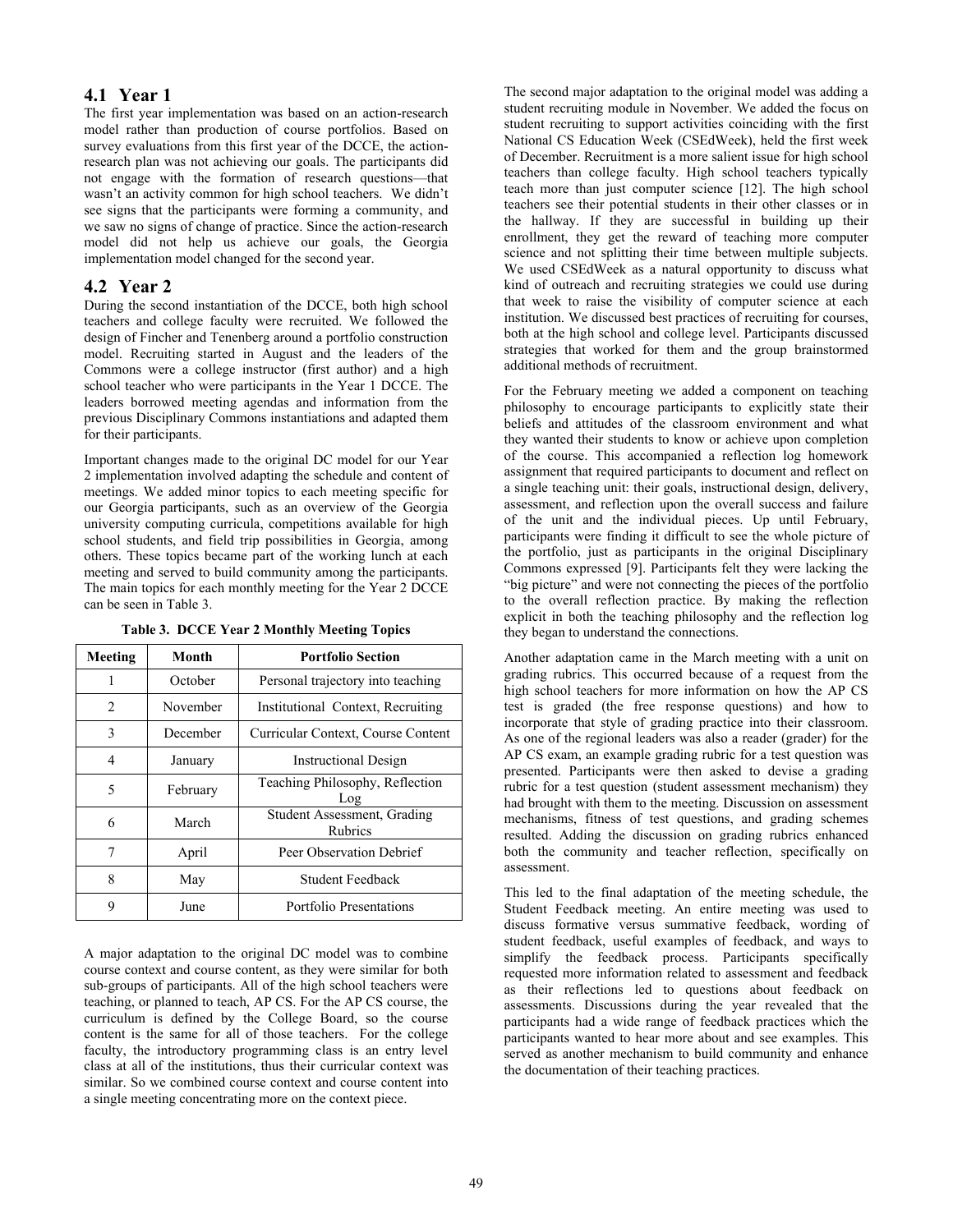## 4.1 Year 1

The first year implementation was based on an action-research model rather than production of course portfolios. Based on survey evaluations from this first year of the DCCE, the action-research plan was not achieving our goals. The participants did not engage with the formation of research questions—that wasn't an activity common for high school teachers. We didn't see signs that the participants were forming a community, and we saw no signs of change of practice. Since the action-research model did not help us achieve our goals, the Georgia implementation model changed for the second year.

## 4.2 Year 2

During the second instantiation of the DCCE, both high school teachers and college faculty were recruited. We followed the design of Fincher and Tenenberg around a portfolio construction model. Recruiting started in August and the leaders of the Commons were a college instructor (first author) and a high school teacher who were participants in the Year 1 DCCE. The leaders borrowed meeting agendas and information from the previous Disciplinary Commons instantiations and adapted them for their participants.

Important changes made to the original DC model for our Year 2 implementation involved adapting the schedule and content of meetings. We added minor topics to each meeting specific for our Georgia participants, such as an overview of the Georgia university computing curricula, competitions available for high school students, and field trip possibilities in Georgia, among others. These topics became part of the working lunch at each meeting and served to build community among the participants. The main topics for each monthly meeting for the Year 2 DCCE can be seen in Table 3.

**Table 3. DCCE Year 2 Monthly Meeting Topics**

| Meeting | Month | Portfolio Section |
|---|---|---|
| 1 | October | Personal trajectory into teaching |
| 2 | November | Institutional Context, Recruiting |
| 3 | December | Curricular Context, Course Content |
| 4 | January | Instructional Design |
| 5 | February | Teaching Philosophy, Reflection Log |
| 6 | March | Student Assessment, Grading Rubrics |
| 7 | April | Peer Observation Debrief |
| 8 | May | Student Feedback |
| 9 | June | Portfolio Presentations |

A major adaptation to the original DC model was to combine course context and course content, as they were similar for both sub-groups of participants. All of the high school teachers were teaching, or planned to teach, AP CS. For the AP CS course, the curriculum is defined by the College Board, so the course content is the same for all of those teachers. For the college faculty, the introductory programming class is an entry level class at all of the institutions, thus their curricular context was similar. So we combined course context and course content into a single meeting concentrating more on the context piece.

The second major adaptation to the original model was adding a student recruiting module in November. We added the focus on student recruiting to support activities coinciding with the first National CS Education Week (CSEdWeek), held the first week of December. Recruitment is a more salient issue for high school teachers than college faculty. High school teachers typically teach more than just computer science [12]. The high school teachers see their potential students in their other classes or in the hallway. If they are successful in building up their enrollment, they get the reward of teaching more computer science and not splitting their time between multiple subjects. We used CSEdWeek as a natural opportunity to discuss what kind of outreach and recruiting strategies we could use during that week to raise the visibility of computer science at each institution. We discussed best practices of recruiting for courses, both at the high school and college level. Participants discussed strategies that worked for them and the group brainstormed additional methods of recruitment.

For the February meeting we added a component on teaching philosophy to encourage participants to explicitly state their beliefs and attitudes of the classroom environment and what they wanted their students to know or achieve upon completion of the course. This accompanied a reflection log homework assignment that required participants to document and reflect on a single teaching unit: their goals, instructional design, delivery, assessment, and reflection upon the overall success and failure of the unit and the individual pieces. Up until February, participants were finding it difficult to see the whole picture of the portfolio, just as participants in the original Disciplinary Commons expressed [9]. Participants felt they were lacking the "big picture" and were not connecting the pieces of the portfolio to the overall reflection practice. By making the reflection explicit in both the teaching philosophy and the reflection log they began to understand the connections.

Another adaptation came in the March meeting with a unit on grading rubrics. This occurred because of a request from the high school teachers for more information on how the AP CS test is graded (the free response questions) and how to incorporate that style of grading practice into their classroom. As one of the regional leaders was also a reader (grader) for the AP CS exam, an example grading rubric for a test question was presented. Participants were then asked to devise a grading rubric for a test question (student assessment mechanism) they had brought with them to the meeting. Discussion on assessment mechanisms, fitness of test questions, and grading schemes resulted. Adding the discussion on grading rubrics enhanced both the community and teacher reflection, specifically on assessment.

This led to the final adaptation of the meeting schedule, the Student Feedback meeting. An entire meeting was used to discuss formative versus summative feedback, wording of student feedback, useful examples of feedback, and ways to simplify the feedback process. Participants specifically requested more information related to assessment and feedback as their reflections led to questions about feedback on assessments. Discussions during the year revealed that the participants had a wide range of feedback practices which the participants wanted to hear more about and see examples. This served as another mechanism to build community and enhance the documentation of their teaching practices.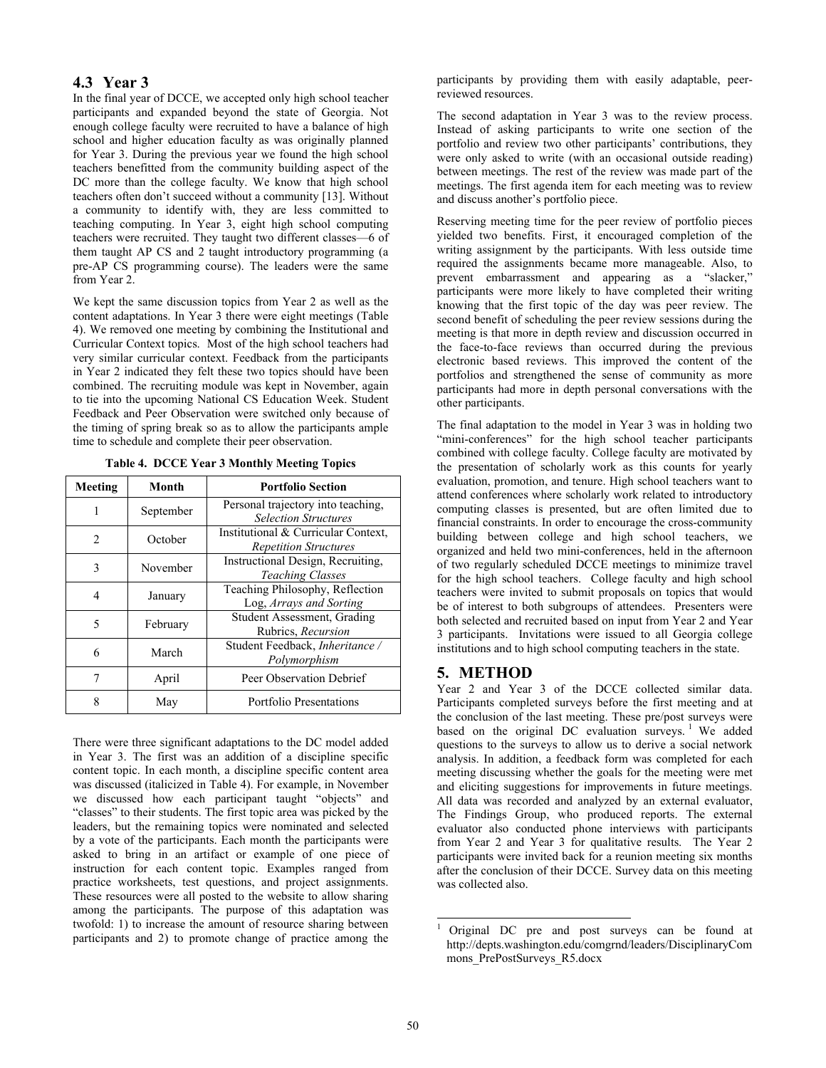## 4.3 Year 3

In the final year of DCCE, we accepted only high school teacher participants and expanded beyond the state of Georgia. Not enough college faculty were recruited to have a balance of high school and higher education faculty as was originally planned for Year 3. During the previous year we found the high school teachers benefitted from the community building aspect of the DC more than the college faculty. We know that high school teachers often don't succeed without a community [13]. Without a community to identify with, they are less committed to teaching computing. In Year 3, eight high school computing teachers were recruited. They taught two different classes—6 of them taught AP CS and 2 taught introductory programming (a pre-AP CS programming course). The leaders were the same from Year 2.

We kept the same discussion topics from Year 2 as well as the content adaptations. In Year 3 there were eight meetings (Table 4). We removed one meeting by combining the Institutional and Curricular Context topics. Most of the high school teachers had very similar curricular context. Feedback from the participants in Year 2 indicated they felt these two topics should have been combined. The recruiting module was kept in November, again to tie into the upcoming National CS Education Week. Student Feedback and Peer Observation were switched only because of the timing of spring break so as to allow the participants ample time to schedule and complete their peer observation.

**Table 4. DCCE Year 3 Monthly Meeting Topics**

| Meeting | Month | Portfolio Section |
|---|---|---|
| 1 | September | Personal trajectory into teaching, *Selection Structures* |
| 2 | October | Institutional & Curricular Context, *Repetition Structures* |
| 3 | November | Instructional Design, Recruiting, *Teaching Classes* |
| 4 | January | Teaching Philosophy, Reflection Log, *Arrays and Sorting* |
| 5 | February | Student Assessment, Grading Rubrics, *Recursion* |
| 6 | March | Student Feedback, *Inheritance / Polymorphism* |
| 7 | April | Peer Observation Debrief |
| 8 | May | Portfolio Presentations |

There were three significant adaptations to the DC model added in Year 3. The first was an addition of a discipline specific content topic. In each month, a discipline specific content area was discussed (italicized in Table 4). For example, in November we discussed how each participant taught "objects" and "classes" to their students. The first topic area was picked by the leaders, but the remaining topics were nominated and selected by a vote of the participants. Each month the participants were asked to bring in an artifact or example of one piece of instruction for each content topic. Examples ranged from practice worksheets, test questions, and project assignments. These resources were all posted to the website to allow sharing among the participants. The purpose of this adaptation was twofold: 1) to increase the amount of resource sharing between participants and 2) to promote change of practice among the participants by providing them with easily adaptable, peer-reviewed resources.

The second adaptation in Year 3 was to the review process. Instead of asking participants to write one section of the portfolio and review two other participants' contributions, they were only asked to write (with an occasional outside reading) between meetings. The rest of the review was made part of the meetings. The first agenda item for each meeting was to review and discuss another's portfolio piece.

Reserving meeting time for the peer review of portfolio pieces yielded two benefits. First, it encouraged completion of the writing assignment by the participants. With less outside time required the assignments became more manageable. Also, to prevent embarrassment and appearing as a "slacker," participants were more likely to have completed their writing knowing that the first topic of the day was peer review. The second benefit of scheduling the peer review sessions during the meeting is that more in depth review and discussion occurred in the face-to-face reviews than occurred during the previous electronic based reviews. This improved the content of the portfolios and strengthened the sense of community as more participants had more in depth personal conversations with the other participants.

The final adaptation to the model in Year 3 was in holding two "mini-conferences" for the high school teacher participants combined with college faculty. College faculty are motivated by the presentation of scholarly work as this counts for yearly evaluation, promotion, and tenure. High school teachers want to attend conferences where scholarly work related to introductory computing classes is presented, but are often limited due to financial constraints. In order to encourage the cross-community building between college and high school teachers, we organized and held two mini-conferences, held in the afternoon of two regularly scheduled DCCE meetings to minimize travel for the high school teachers. College faculty and high school teachers were invited to submit proposals on topics that would be of interest to both subgroups of attendees. Presenters were both selected and recruited based on input from Year 2 and Year 3 participants. Invitations were issued to all Georgia college institutions and to high school computing teachers in the state.

# 5. METHOD

Year 2 and Year 3 of the DCCE collected similar data. Participants completed surveys before the first meeting and at the conclusion of the last meeting. These pre/post surveys were based on the original DC evaluation surveys. [1] We added questions to the surveys to allow us to derive a social network analysis. In addition, a feedback form was completed for each meeting discussing whether the goals for the meeting were met and eliciting suggestions for improvements in future meetings. All data was recorded and analyzed by an external evaluator, The Findings Group, who produced reports. The external evaluator also conducted phone interviews with participants from Year 2 and Year 3 for qualitative results. The Year 2 participants were invited back for a reunion meeting six months after the conclusion of their DCCE. Survey data on this meeting was collected also.

[1] Original DC pre and post surveys can be found at http://depts.washington.edu/comgrnd/leaders/DisciplinaryCommons_PrePostSurveys_R5.docx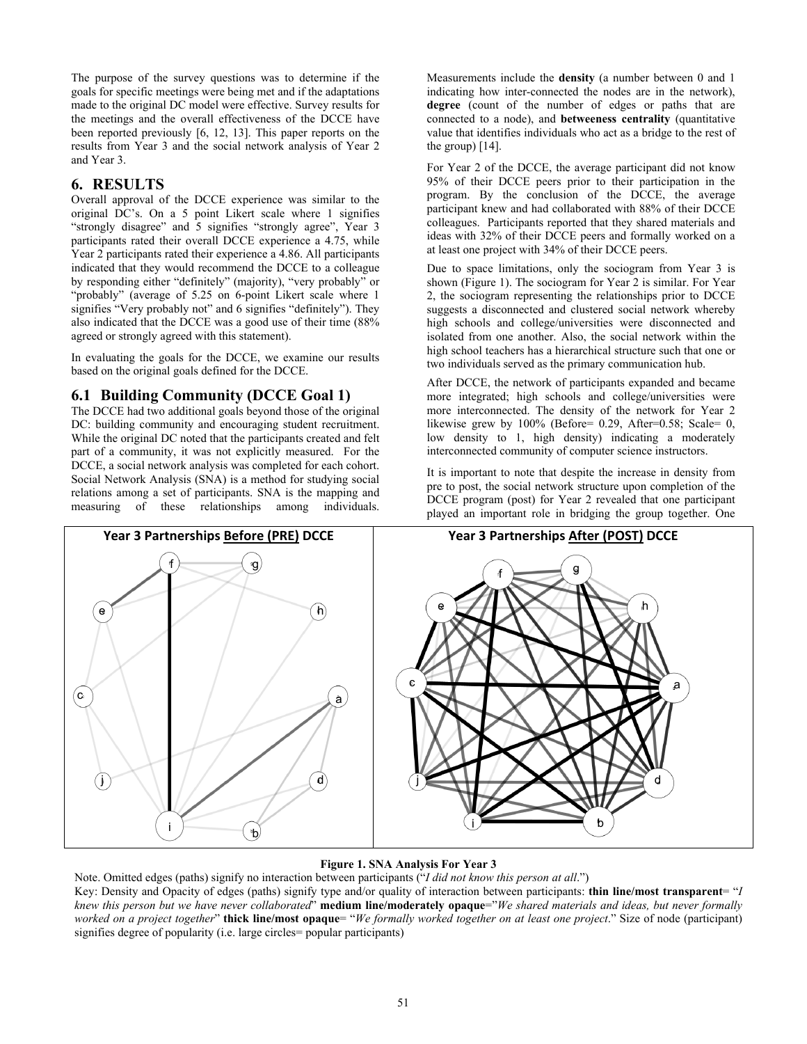The purpose of the survey questions was to determine if the goals for specific meetings were being met and if the adaptations made to the original DC model were effective. Survey results for the meetings and the overall effectiveness of the DCCE have been reported previously [6, 12, 13]. This paper reports on the results from Year 3 and the social network analysis of Year 2 and Year 3.

# 6. RESULTS

Overall approval of the DCCE experience was similar to the original DC's. On a 5 point Likert scale where 1 signifies "strongly disagree" and 5 signifies "strongly agree", Year 3 participants rated their overall DCCE experience a 4.75, while Year 2 participants rated their experience a 4.86. All participants indicated that they would recommend the DCCE to a colleague by responding either "definitely" (majority), "very probably" or "probably" (average of 5.25 on 6-point Likert scale where 1 signifies "Very probably not" and 6 signifies "definitely"). They also indicated that the DCCE was a good use of their time (88% agreed or strongly agreed with this statement).

In evaluating the goals for the DCCE, we examine our results based on the original goals defined for the DCCE.

## 6.1 Building Community (DCCE Goal 1)

The DCCE had two additional goals beyond those of the original DC: building community and encouraging student recruitment. While the original DC noted that the participants created and felt part of a community, it was not explicitly measured. For the DCCE, a social network analysis was completed for each cohort. Social Network Analysis (SNA) is a method for studying social relations among a set of participants. SNA is the mapping and measuring of these relationships among individuals. Measurements include the **density** (a number between 0 and 1 indicating how inter-connected the nodes are in the network), **degree** (count of the number of edges or paths that are connected to a node), and **betweeness centrality** (quantitative value that identifies individuals who act as a bridge to the rest of the group) [14].

For Year 2 of the DCCE, the average participant did not know 95% of their DCCE peers prior to their participation in the program. By the conclusion of the DCCE, the average participant knew and had collaborated with 88% of their DCCE colleagues. Participants reported that they shared materials and ideas with 32% of their DCCE peers and formally worked on a at least one project with 34% of their DCCE peers.

Due to space limitations, only the sociogram from Year 3 is shown (Figure 1). The sociogram for Year 2 is similar. For Year 2, the sociogram representing the relationships prior to DCCE suggests a disconnected and clustered social network whereby high schools and college/universities were disconnected and isolated from one another. Also, the social network within the high school teachers has a hierarchical structure such that one or two individuals served as the primary communication hub.

After DCCE, the network of participants expanded and became more integrated; high schools and college/universities were more interconnected. The density of the network for Year 2 likewise grew by 100% (Before= 0.29, After=0.58; Scale= 0, low density to 1, high density) indicating a moderately interconnected community of computer science instructors.

It is important to note that despite the increase in density from pre to post, the social network structure upon completion of the DCCE program (post) for Year 2 revealed that one participant played an important role in bridging the group together. One

**Figure 1. SNA Analysis For Year 3**

Note. Omitted edges (paths) signify no interaction between participants ("*I did not know this person at all*.")

Key: Density and Opacity of edges (paths) signify type and/or quality of interaction between participants: **thin line/most transparent**= "*I knew this person but we have never collaborated*" **medium line/moderately opaque**="*We shared materials and ideas, but never formally worked on a project together*" **thick line/most opaque**= "*We formally worked together on at least one project*." Size of node (participant) signifies degree of popularity (i.e. large circles= popular participants)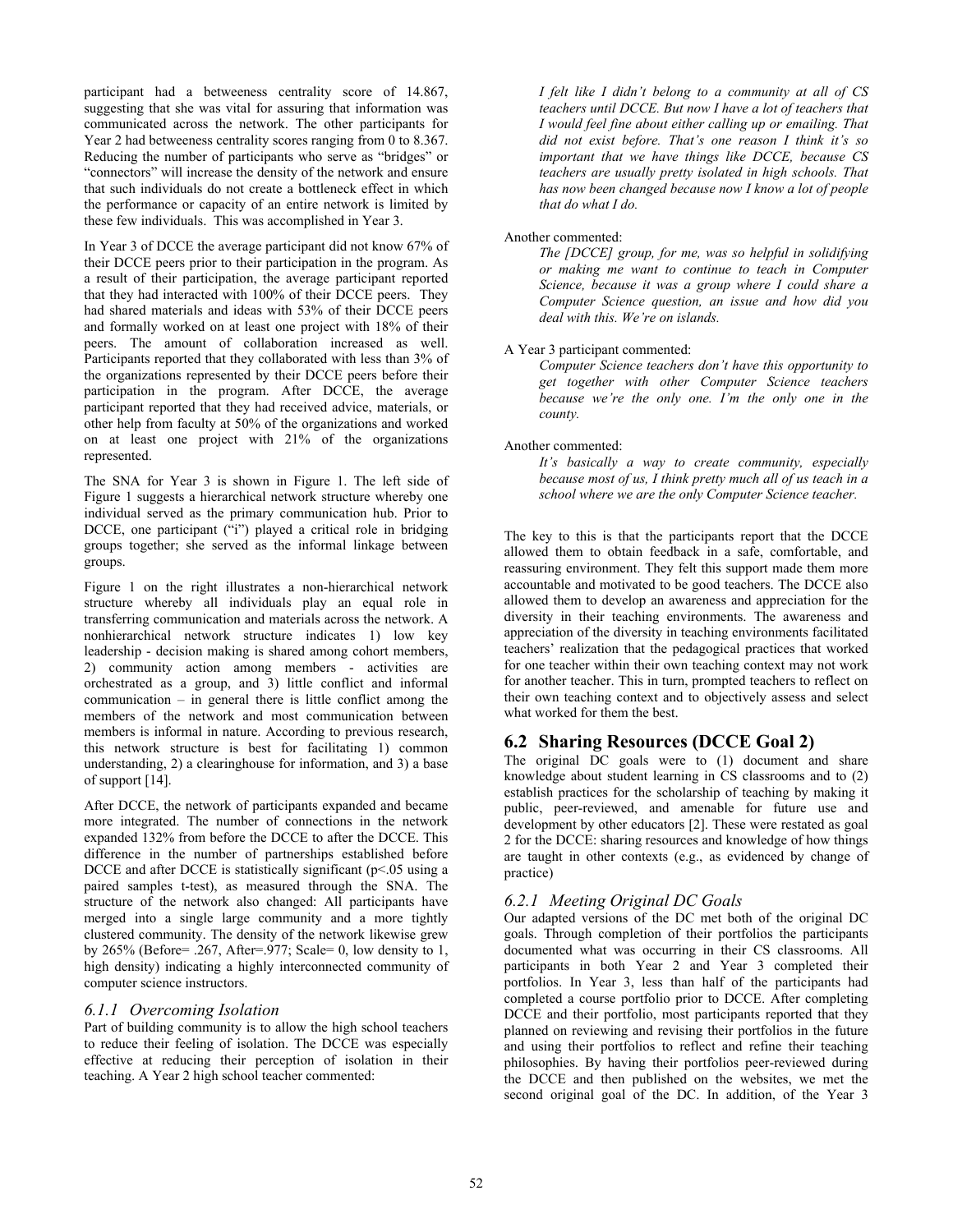participant had a betweeness centrality score of 14.867, suggesting that she was vital for assuring that information was communicated across the network. The other participants for Year 2 had betweeness centrality scores ranging from 0 to 8.367. Reducing the number of participants who serve as "bridges" or "connectors" will increase the density of the network and ensure that such individuals do not create a bottleneck effect in which the performance or capacity of an entire network is limited by these few individuals. This was accomplished in Year 3.

In Year 3 of DCCE the average participant did not know 67% of their DCCE peers prior to their participation in the program. As a result of their participation, the average participant reported that they had interacted with 100% of their DCCE peers. They had shared materials and ideas with 53% of their DCCE peers and formally worked on at least one project with 18% of their peers. The amount of collaboration increased as well. Participants reported that they collaborated with less than 3% of the organizations represented by their DCCE peers before their participation in the program. After DCCE, the average participant reported that they had received advice, materials, or other help from faculty at 50% of the organizations and worked on at least one project with 21% of the organizations represented.

The SNA for Year 3 is shown in Figure 1. The left side of Figure 1 suggests a hierarchical network structure whereby one individual served as the primary communication hub. Prior to DCCE, one participant ("i") played a critical role in bridging groups together; she served as the informal linkage between groups.

Figure 1 on the right illustrates a non-hierarchical network structure whereby all individuals play an equal role in transferring communication and materials across the network. A nonhierarchical network structure indicates 1) low key leadership - decision making is shared among cohort members, 2) community action among members - activities are orchestrated as a group, and 3) little conflict and informal communication – in general there is little conflict among the members of the network and most communication between members is informal in nature. According to previous research, this network structure is best for facilitating 1) common understanding, 2) a clearinghouse for information, and 3) a base of support [14].

After DCCE, the network of participants expanded and became more integrated. The number of connections in the network expanded 132% from before the DCCE to after the DCCE. This difference in the number of partnerships established before DCCE and after DCCE is statistically significant ($p<.05$ using a paired samples t-test), as measured through the SNA. The structure of the network also changed: All participants have merged into a single large community and a more tightly clustered community. The density of the network likewise grew by 265% (Before= .267, After=.977; Scale= 0, low density to 1, high density) indicating a highly interconnected community of computer science instructors.

### *6.1.1 Overcoming Isolation*

Part of building community is to allow the high school teachers to reduce their feeling of isolation. The DCCE was especially effective at reducing their perception of isolation in their teaching. A Year 2 high school teacher commented:

> *I felt like I didn't belong to a community at all of CS teachers until DCCE. But now I have a lot of teachers that I would feel fine about either calling up or emailing. That did not exist before. That's one reason I think it's so important that we have things like DCCE, because CS teachers are usually pretty isolated in high schools. That has now been changed because now I know a lot of people that do what I do.*

Another commented:

> *The [DCCE] group, for me, was so helpful in solidifying or making me want to continue to teach in Computer Science, because it was a group where I could share a Computer Science question, an issue and how did you deal with this. We're on islands.*

A Year 3 participant commented:

> *Computer Science teachers don't have this opportunity to get together with other Computer Science teachers because we're the only one. I'm the only one in the county.*

Another commented:

> *It's basically a way to create community, especially because most of us, I think pretty much all of us teach in a school where we are the only Computer Science teacher.*

The key to this is that the participants report that the DCCE allowed them to obtain feedback in a safe, comfortable, and reassuring environment. They felt this support made them more accountable and motivated to be good teachers. The DCCE also allowed them to develop an awareness and appreciation for the diversity in their teaching environments. The awareness and appreciation of the diversity in teaching environments facilitated teachers' realization that the pedagogical practices that worked for one teacher within their own teaching context may not work for another teacher. This in turn, prompted teachers to reflect on their own teaching context and to objectively assess and select what worked for them the best.

## 6.2 Sharing Resources (DCCE Goal 2)

The original DC goals were to (1) document and share knowledge about student learning in CS classrooms and to (2) establish practices for the scholarship of teaching by making it public, peer-reviewed, and amenable for future use and development by other educators [2]. These were restated as goal 2 for the DCCE: sharing resources and knowledge of how things are taught in other contexts (e.g., as evidenced by change of practice)

### *6.2.1 Meeting Original DC Goals*

Our adapted versions of the DC met both of the original DC goals. Through completion of their portfolios the participants documented what was occurring in their CS classrooms. All participants in both Year 2 and Year 3 completed their portfolios. In Year 3, less than half of the participants had completed a course portfolio prior to DCCE. After completing DCCE and their portfolio, most participants reported that they planned on reviewing and revising their portfolios in the future and using their portfolios to reflect and refine their teaching philosophies. By having their portfolios peer-reviewed during the DCCE and then published on the websites, we met the second original goal of the DC. In addition, of the Year 3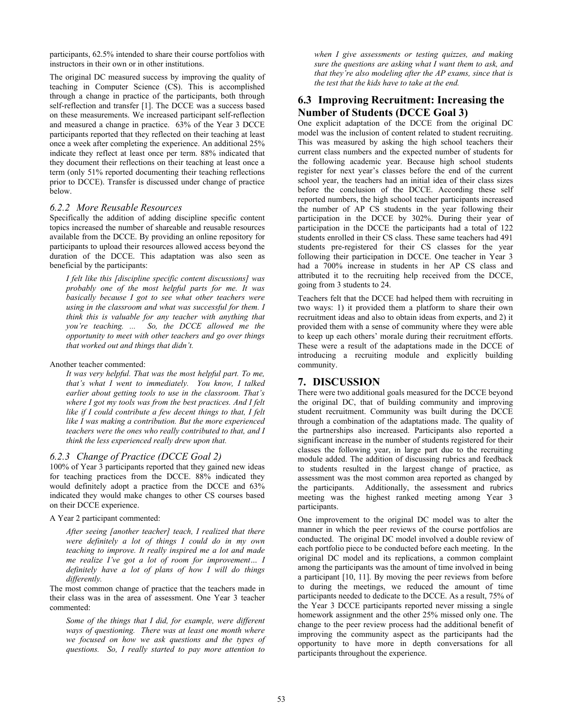participants, 62.5% intended to share their course portfolios with instructors in their own or in other institutions.

The original DC measured success by improving the quality of teaching in Computer Science (CS). This is accomplished through a change in practice of the participants, both through self-reflection and transfer [1]. The DCCE was a success based on these measurements. We increased participant self-reflection and measured a change in practice. 63% of the Year 3 DCCE participants reported that they reflected on their teaching at least once a week after completing the experience. An additional 25% indicate they reflect at least once per term. 88% indicated that they document their reflections on their teaching at least once a term (only 51% reported documenting their teaching reflections prior to DCCE). Transfer is discussed under change of practice below.

### *6.2.2 More Reusable Resources*

Specifically the addition of adding discipline specific content topics increased the number of shareable and reusable resources available from the DCCE. By providing an online repository for participants to upload their resources allowed access beyond the duration of the DCCE. This adaptation was also seen as beneficial by the participants:

> *I felt like this [discipline specific content discussions] was probably one of the most helpful parts for me. It was basically because I got to see what other teachers were using in the classroom and what was successful for them. I think this is valuable for any teacher with anything that you're teaching. ... So, the DCCE allowed me the opportunity to meet with other teachers and go over things that worked out and things that didn't.*

Another teacher commented:

> *It was very helpful. That was the most helpful part. To me, that's what I went to immediately. You know, I talked earlier about getting tools to use in the classroom. That's where I got my tools was from the best practices. And I felt like if I could contribute a few decent things to that, I felt like I was making a contribution. But the more experienced teachers were the ones who really contributed to that, and I think the less experienced really drew upon that.*

### *6.2.3 Change of Practice (DCCE Goal 2)*

100% of Year 3 participants reported that they gained new ideas for teaching practices from the DCCE. 88% indicated they would definitely adopt a practice from the DCCE and 63% indicated they would make changes to other CS courses based on their DCCE experience.

A Year 2 participant commented:

> *After seeing [another teacher] teach, I realized that there were definitely a lot of things I could do in my own teaching to improve. It really inspired me a lot and made me realize I've got a lot of room for improvement… I definitely have a lot of plans of how I will do things differently.*

The most common change of practice that the teachers made in their class was in the area of assessment. One Year 3 teacher commented:

> *Some of the things that I did, for example, were different ways of questioning. There was at least one month where we focused on how we ask questions and the types of questions. So, I really started to pay more attention to when I give assessments or testing quizzes, and making sure the questions are asking what I want them to ask, and that they're also modeling after the AP exams, since that is the test that the kids have to take at the end.*

## 6.3 Improving Recruitment: Increasing the Number of Students (DCCE Goal 3)

One explicit adaptation of the DCCE from the original DC model was the inclusion of content related to student recruiting. This was measured by asking the high school teachers their current class numbers and the expected number of students for the following academic year. Because high school students register for next year's classes before the end of the current school year, the teachers had an initial idea of their class sizes before the conclusion of the DCCE. According these self reported numbers, the high school teacher participants increased the number of AP CS students in the year following their participation in the DCCE by 302%. During their year of participation in the DCCE the participants had a total of 122 students enrolled in their CS class. These same teachers had 491 students pre-registered for their CS classes for the year following their participation in DCCE. One teacher in Year 3 had a 700% increase in students in her AP CS class and attributed it to the recruiting help received from the DCCE, going from 3 students to 24.

Teachers felt that the DCCE had helped them with recruiting in two ways: 1) it provided them a platform to share their own recruitment ideas and also to obtain ideas from experts, and 2) it provided them with a sense of community where they were able to keep up each others' morale during their recruitment efforts. These were a result of the adaptations made in the DCCE of introducing a recruiting module and explicitly building community.

# 7. DISCUSSION

There were two additional goals measured for the DCCE beyond the original DC, that of building community and improving student recruitment. Community was built during the DCCE through a combination of the adaptations made. The quality of the partnerships also increased. Participants also reported a significant increase in the number of students registered for their classes the following year, in large part due to the recruiting module added. The addition of discussing rubrics and feedback to students resulted in the largest change of practice, as assessment was the most common area reported as changed by the participants. Additionally, the assessment and rubrics meeting was the highest ranked meeting among Year 3 participants.

One improvement to the original DC model was to alter the manner in which the peer reviews of the course portfolios are conducted. The original DC model involved a double review of each portfolio piece to be conducted before each meeting. In the original DC model and its replications, a common complaint among the participants was the amount of time involved in being a participant [10, 11]. By moving the peer reviews from before to during the meetings, we reduced the amount of time participants needed to dedicate to the DCCE. As a result, 75% of the Year 3 DCCE participants reported never missing a single homework assignment and the other 25% missed only one. The change to the peer review process had the additional benefit of improving the community aspect as the participants had the opportunity to have more in depth conversations for all participants throughout the experience.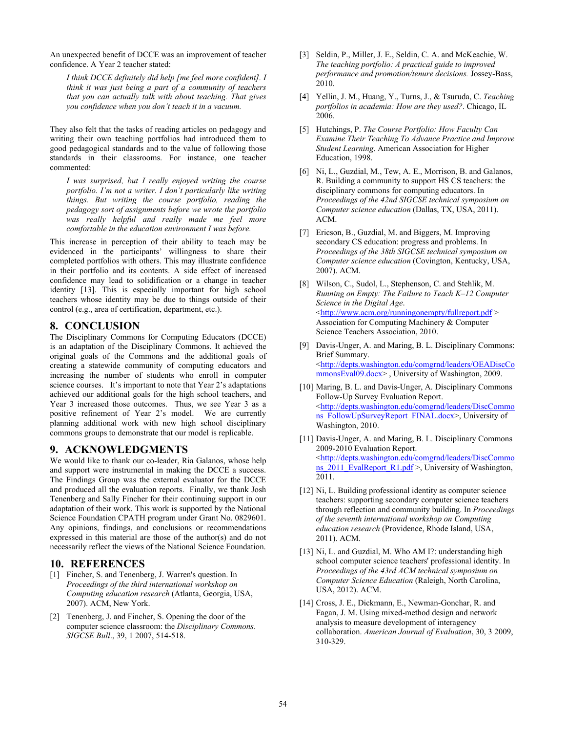An unexpected benefit of DCCE was an improvement of teacher confidence. A Year 2 teacher stated:

> *I think DCCE definitely did help [me feel more confident]. I think it was just being a part of a community of teachers that you can actually talk with about teaching. That gives you confidence when you don't teach it in a vacuum.*

They also felt that the tasks of reading articles on pedagogy and writing their own teaching portfolios had introduced them to good pedagogical standards and to the value of following those standards in their classrooms. For instance, one teacher commented:

> *I was surprised, but I really enjoyed writing the course portfolio. I'm not a writer. I don't particularly like writing things. But writing the course portfolio, reading the pedagogy sort of assignments before we wrote the portfolio was really helpful and really made me feel more comfortable in the education environment I was before.*

This increase in perception of their ability to teach may be evidenced in the participants' willingness to share their completed portfolios with others. This may illustrate confidence in their portfolio and its contents. A side effect of increased confidence may lead to solidification or a change in teacher identity [13]. This is especially important for high school teachers whose identity may be due to things outside of their control (e.g., area of certification, department, etc.).

## 8. CONCLUSION

The Disciplinary Commons for Computing Educators (DCCE) is an adaptation of the Disciplinary Commons. It achieved the original goals of the Commons and the additional goals of creating a statewide community of computing educators and increasing the number of students who enroll in computer science courses. It's important to note that Year 2's adaptations achieved our additional goals for the high school teachers, and Year 3 increased those outcomes. Thus, we see Year 3 as a positive refinement of Year 2's model. We are currently planning additional work with new high school disciplinary commons groups to demonstrate that our model is replicable.

## 9. ACKNOWLEDGMENTS

We would like to thank our co-leader, Ria Galanos, whose help and support were instrumental in making the DCCE a success. The Findings Group was the external evaluator for the DCCE and produced all the evaluation reports. Finally, we thank Josh Tenenberg and Sally Fincher for their continuing support in our adaptation of their work. This work is supported by the National Science Foundation CPATH program under Grant No. 0829601. Any opinions, findings, and conclusions or recommendations expressed in this material are those of the author(s) and do not necessarily reflect the views of the National Science Foundation.

## 10. REFERENCES

[1] Fincher, S. and Tenenberg, J. Warren's question. In *Proceedings of the third international workshop on Computing education research* (Atlanta, Georgia, USA, 2007). ACM, New York.

[2] Tenenberg, J. and Fincher, S. Opening the door of the computer science classroom: the *Disciplinary Commons*. *SIGCSE Bull*., 39, 1 2007, 514-518.

[3] Seldin, P., Miller, J. E., Seldin, C. A. and McKeachie, W. *The teaching portfolio: A practical guide to improved performance and promotion/tenure decisions.* Jossey-Bass, 2010.

[4] Yellin, J. M., Huang, Y., Turns, J., & Tsuruda, C. *Teaching portfolios in academia: How are they used?*. Chicago, IL 2006.

[5] Hutchings, P. *The Course Portfolio: How Faculty Can Examine Their Teaching To Advance Practice and Improve Student Learning*. American Association for Higher Education, 1998.

[6] Ni, L., Guzdial, M., Tew, A. E., Morrison, B. and Galanos, R. Building a community to support HS CS teachers: the disciplinary commons for computing educators. In *Proceedings of the 42nd SIGCSE technical symposium on Computer science education* (Dallas, TX, USA, 2011). ACM.

[7] Ericson, B., Guzdial, M. and Biggers, M. Improving secondary CS education: progress and problems. In *Proceedings of the 38th SIGCSE technical symposium on Computer science education* (Covington, Kentucky, USA, 2007). ACM.

[8] Wilson, C., Sudol, L., Stephenson, C. and Stehlik, M. *Running on Empty: The Failure to Teach K–12 Computer Science in the Digital Age*. <http://www.acm.org/runningonempty/fullreport.pdf> Association for Computing Machinery & Computer Science Teachers Association, 2010.

[9] Davis-Unger, A. and Maring, B. L. Disciplinary Commons: Brief Summary. <http://depts.washington.edu/comgrnd/leaders/OEADiscCommonsEval09.docx> , University of Washington, 2009.

[10] Maring, B. L. and Davis-Unger, A. Disciplinary Commons Follow-Up Survey Evaluation Report. <http://depts.washington.edu/comgrnd/leaders/DiscCommons_FollowUpSurveyReport_FINAL.docx>, University of Washington, 2010.

[11] Davis-Unger, A. and Maring, B. L. Disciplinary Commons 2009-2010 Evaluation Report. <http://depts.washington.edu/comgrnd/leaders/DiscCommons_2011_EvalReport_R1.pdf >, University of Washington, 2011.

[12] Ni, L. Building professional identity as computer science teachers: supporting secondary computer science teachers through reflection and community building. In *Proceedings of the seventh international workshop on Computing education research* (Providence, Rhode Island, USA, 2011). ACM.

[13] Ni, L. and Guzdial, M. Who AM I?: understanding high school computer science teachers' professional identity. In *Proceedings of the 43rd ACM technical symposium on Computer Science Education* (Raleigh, North Carolina, USA, 2012). ACM.

[14] Cross, J. E., Dickmann, E., Newman-Gonchar, R. and Fagan, J. M. Using mixed-method design and network analysis to measure development of interagency collaboration. *American Journal of Evaluation*, 30, 3 2009, 310-329.